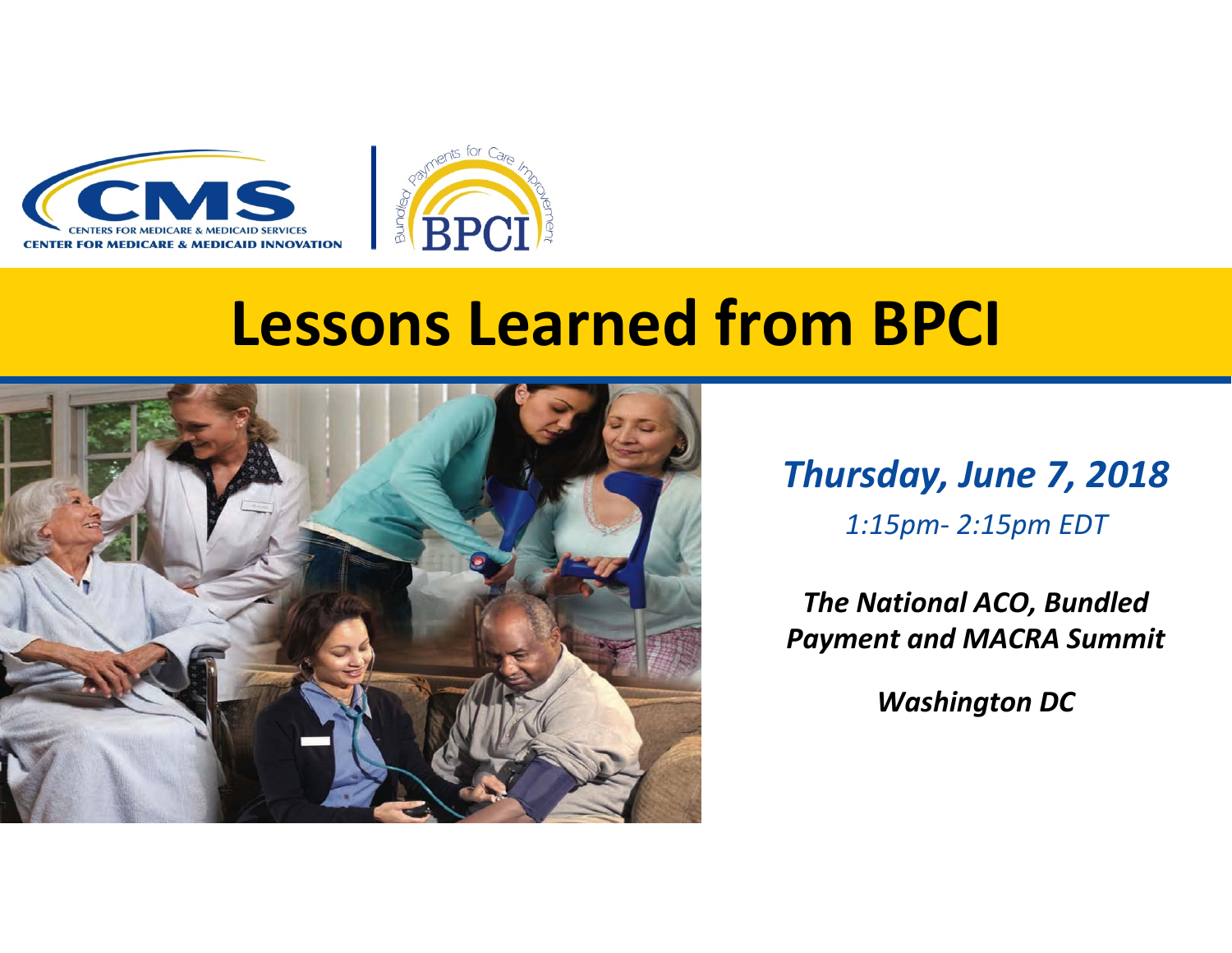CMS
CENTERS FOR MEDICARE & MEDICAID SERVICES
CENTER FOR MEDICARE & MEDICAID INNOVATION

Bundled Payments for Care Improvement
BPCI

# Lessons Learned from BPCI

***Thursday, June 7, 2018***

*1:15pm- 2:15pm EDT*

***The National ACO, Bundled Payment and MACRA Summit***

***Washington DC***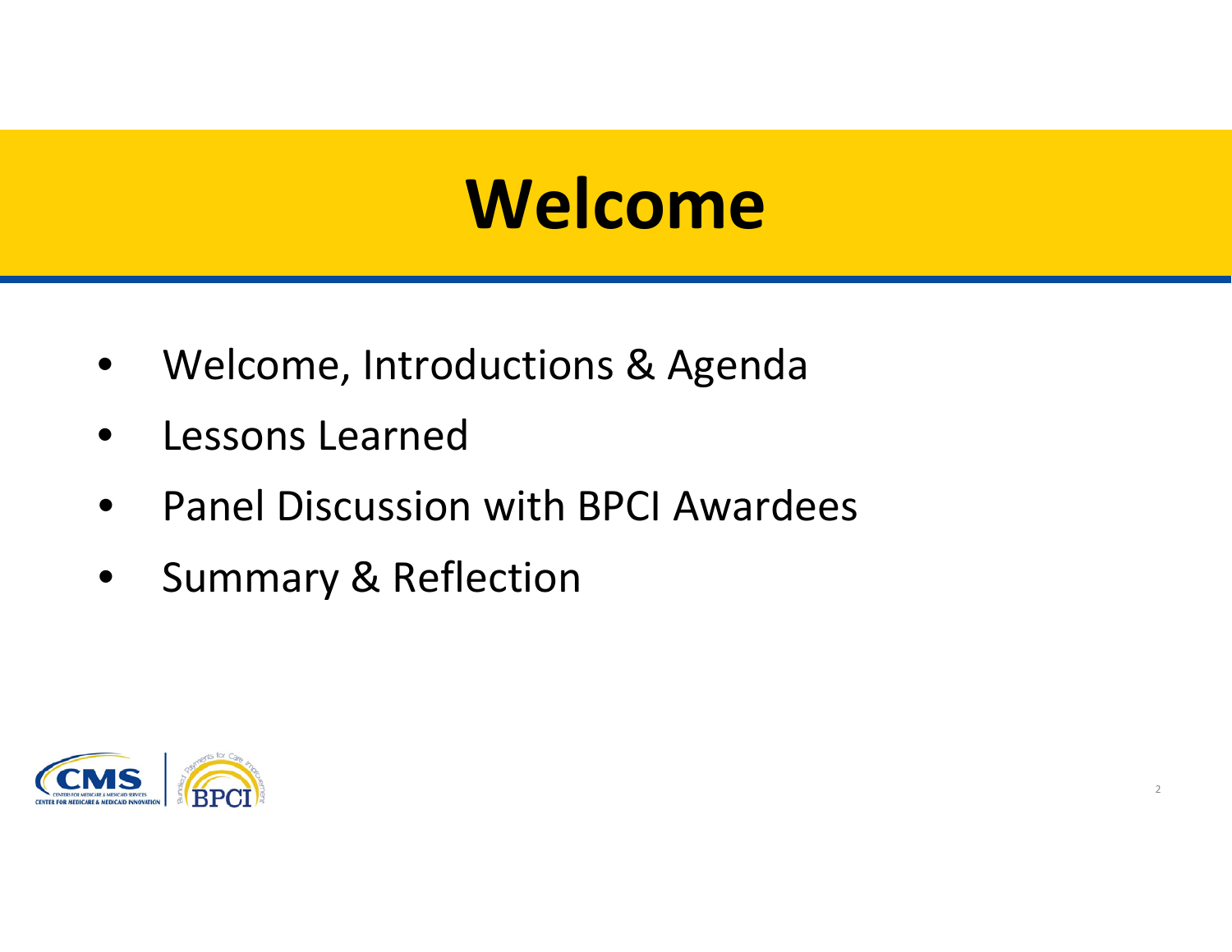# Welcome

- Welcome, Introductions & Agenda
- Lessons Learned
- Panel Discussion with BPCI Awardees
- Summary & Reflection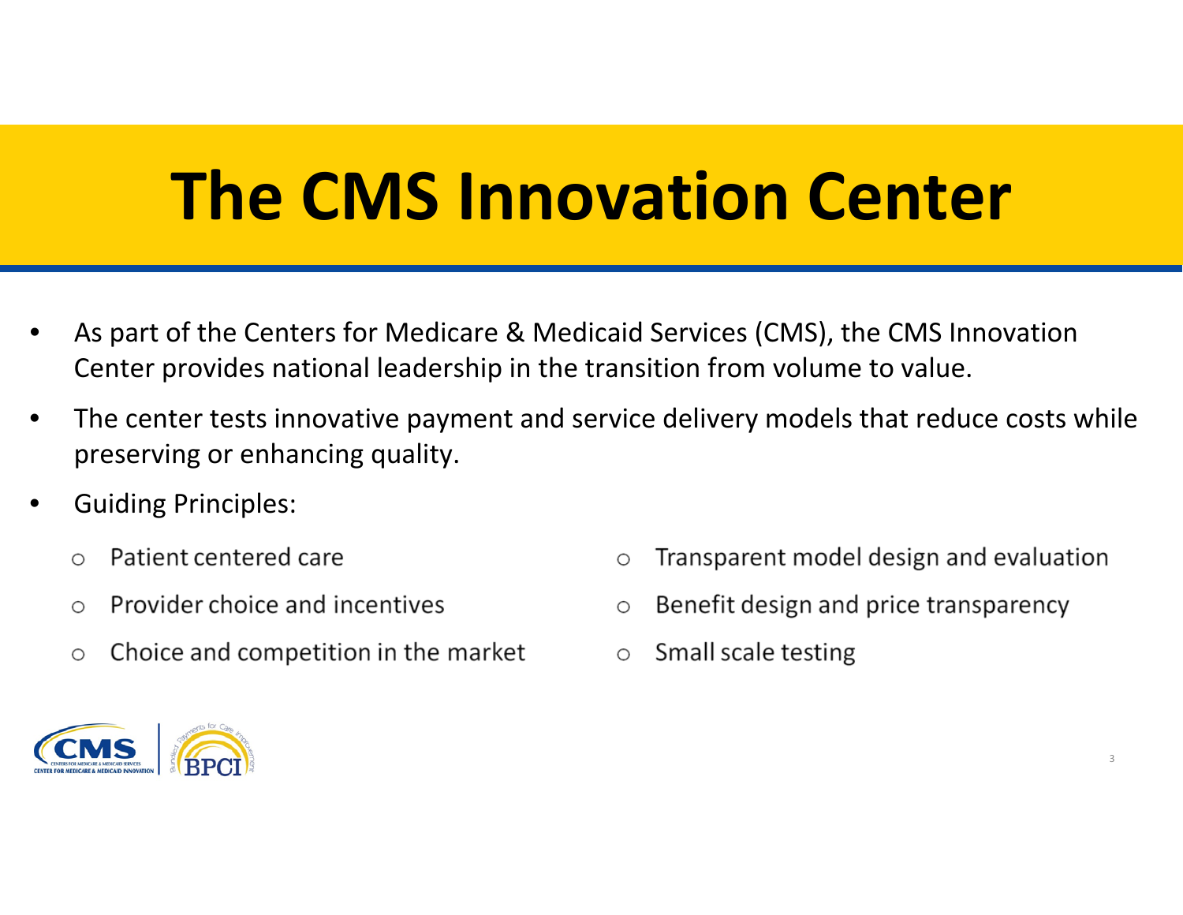# The CMS Innovation Center

- As part of the Centers for Medicare & Medicaid Services (CMS), the CMS Innovation Center provides national leadership in the transition from volume to value.
- The center tests innovative payment and service delivery models that reduce costs while preserving or enhancing quality.
- Guiding Principles:
  - Patient centered care
  - Provider choice and incentives
  - Choice and competition in the market
  - Transparent model design and evaluation
  - Benefit design and price transparency
  - Small scale testing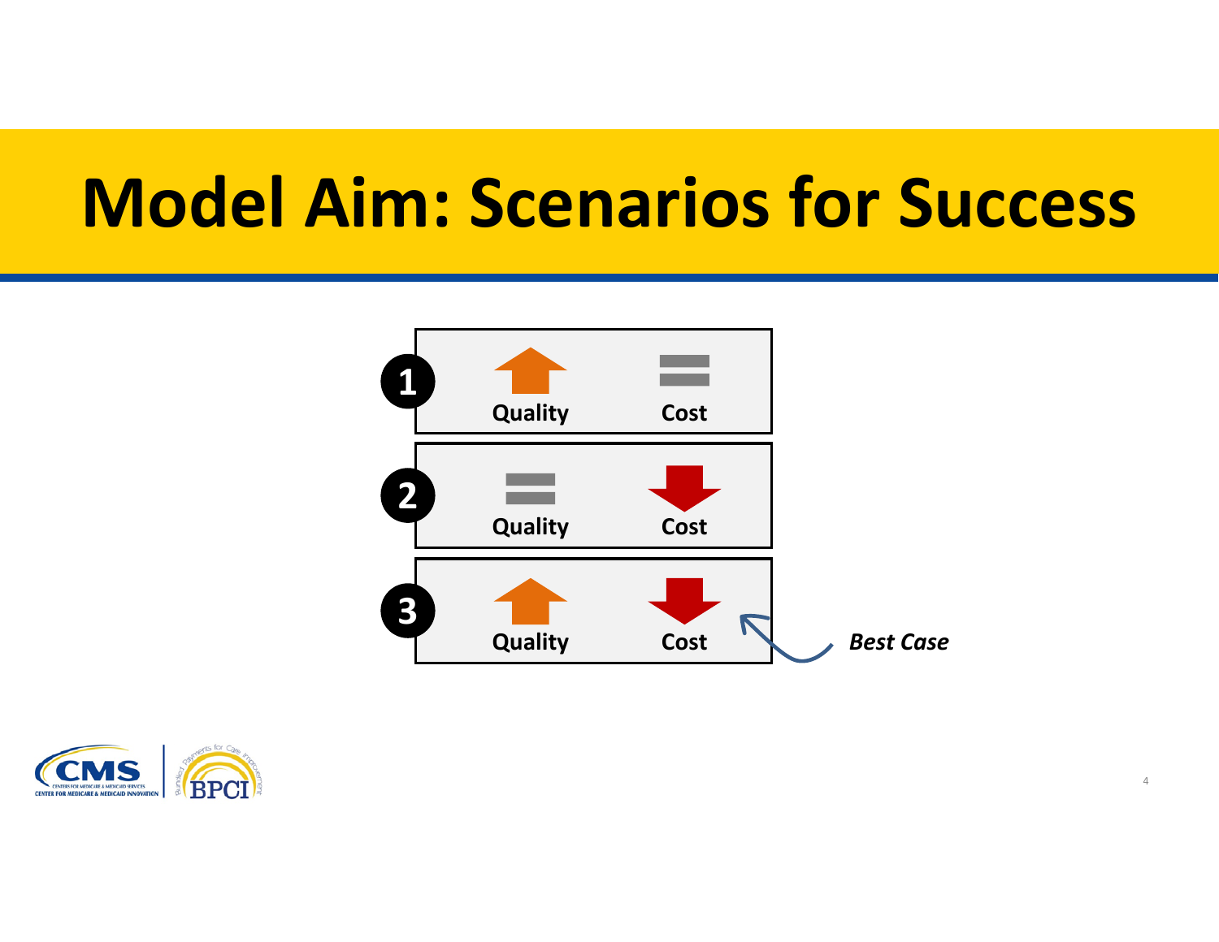# Model Aim: Scenarios for Success

1. Quality ↑ — Cost =
2. Quality = — Cost ↓
3. Quality ↑ — Cost ↓ — ***Best Case***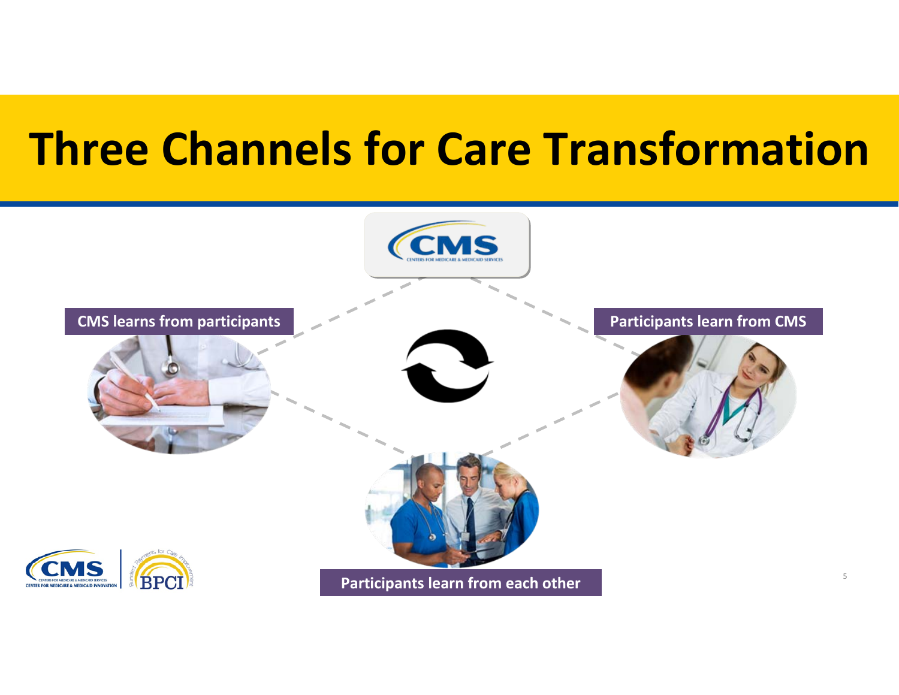# Three Channels for Care Transformation

CMS learns from participants

Participants learn from CMS

Participants learn from each other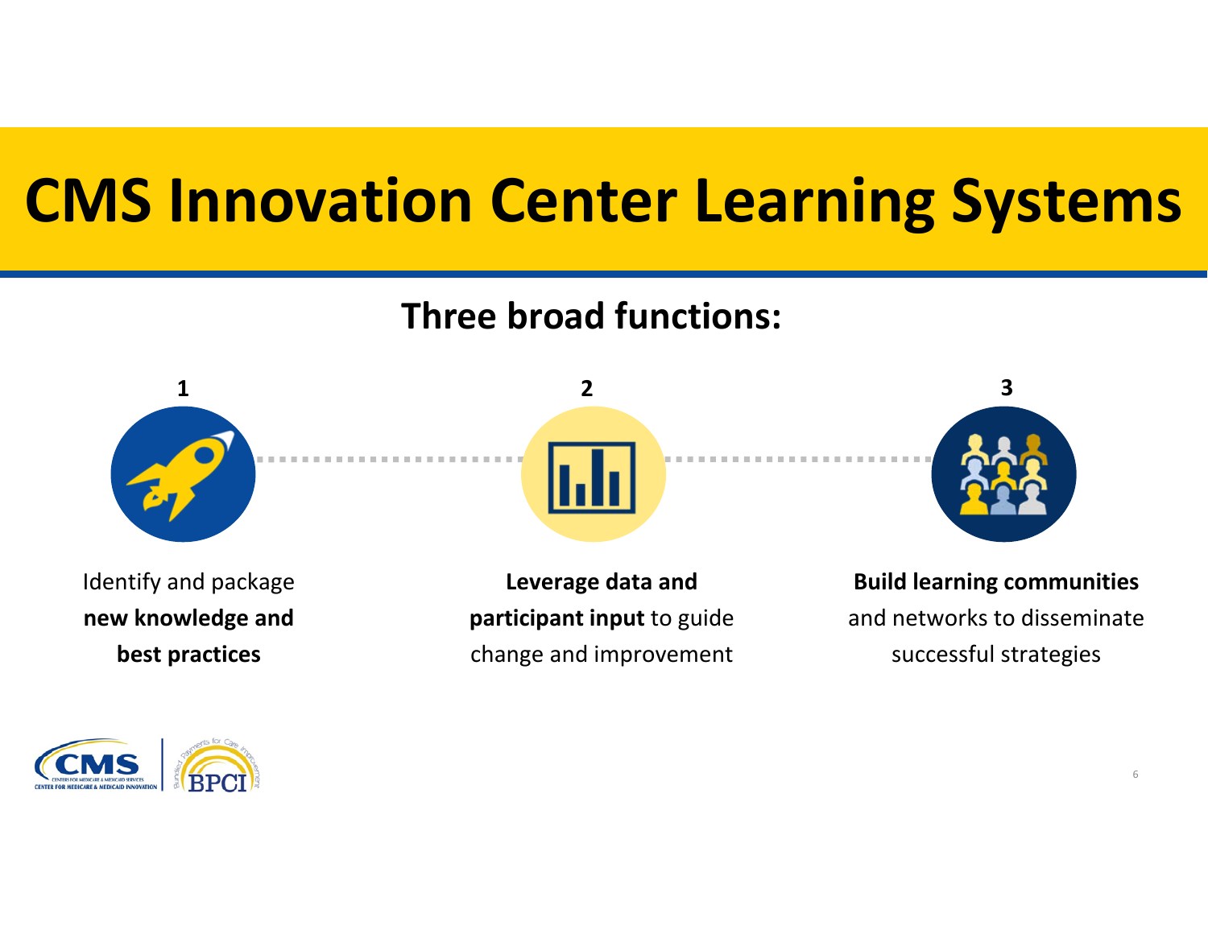# CMS Innovation Center Learning Systems

## Three broad functions:

1. Identify and package **new knowledge and best practices**

2. **Leverage data and participant input** to guide change and improvement

3. **Build learning communities** and networks to disseminate successful strategies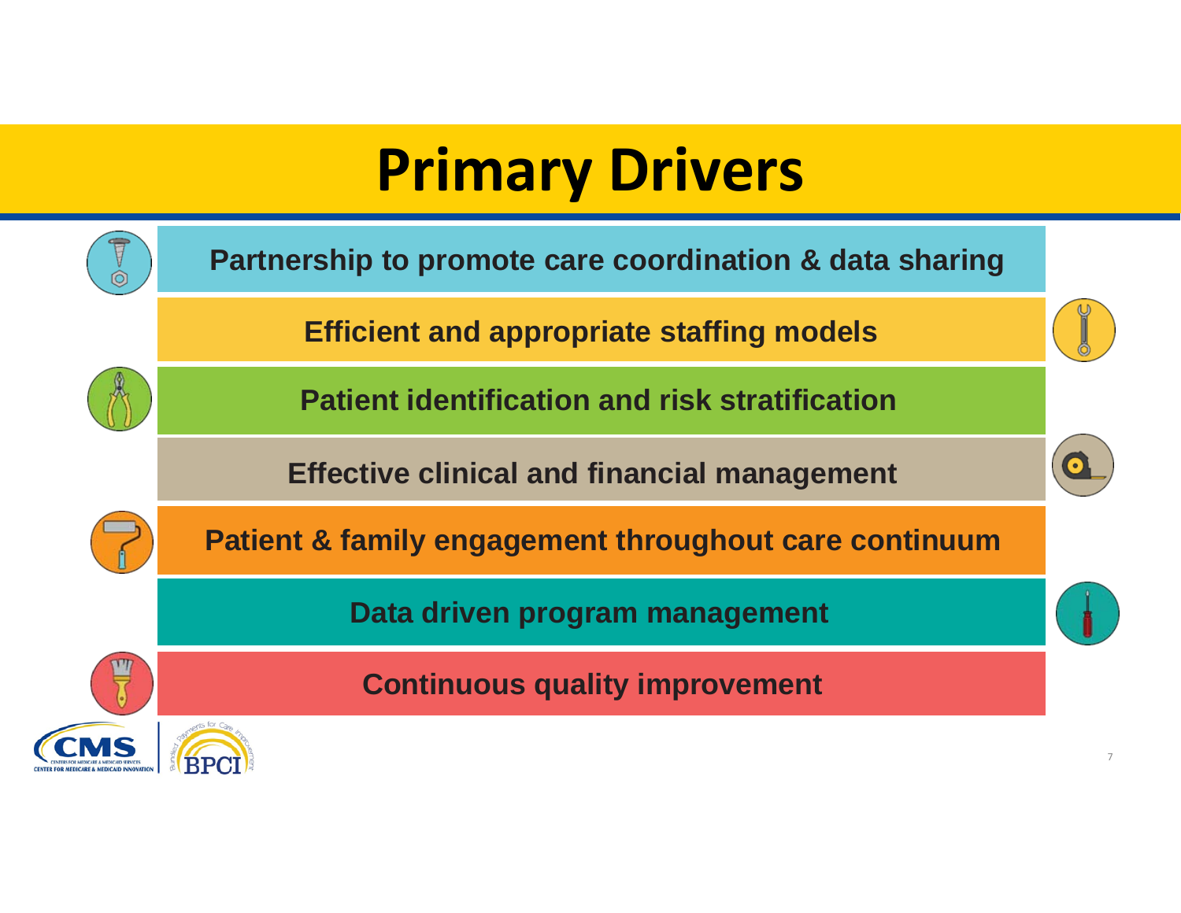# Primary Drivers

- Partnership to promote care coordination & data sharing
- Efficient and appropriate staffing models
- Patient identification and risk stratification
- Effective clinical and financial management
- Patient & family engagement throughout care continuum
- Data driven program management
- Continuous quality improvement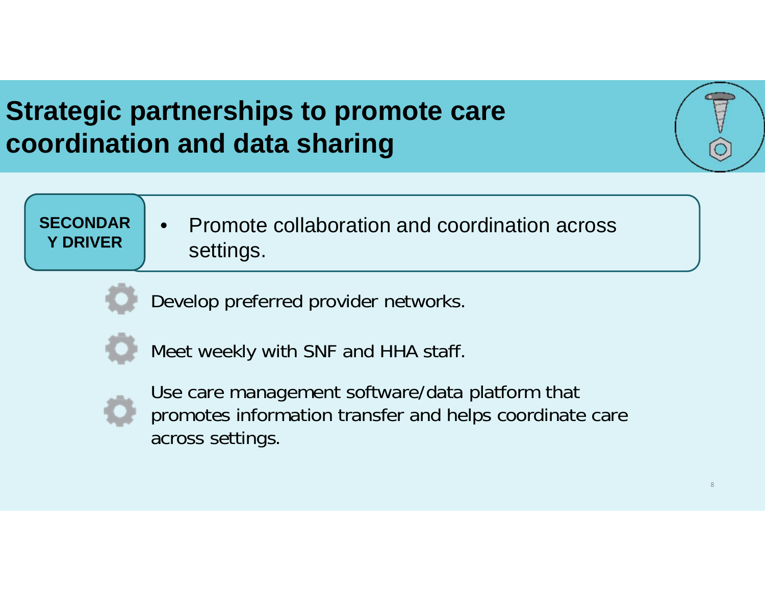# Strategic partnerships to promote care coordination and data sharing

**SECONDARY DRIVER**

- Promote collaboration and coordination across settings.

- Develop preferred provider networks.
- Meet weekly with SNF and HHA staff.
- Use care management software/data platform that promotes information transfer and helps coordinate care across settings.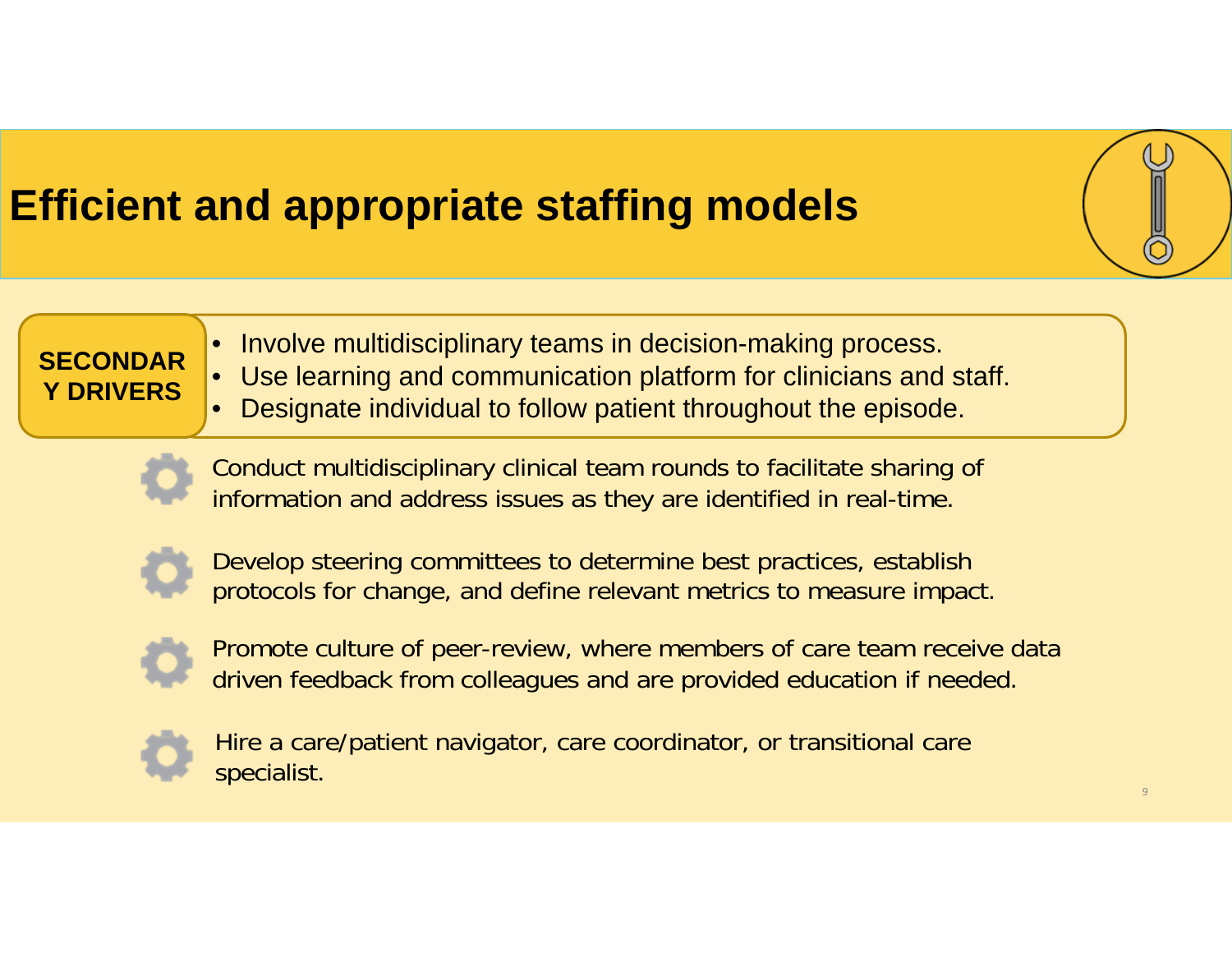# Efficient and appropriate staffing models

**SECONDARY DRIVERS**

- Involve multidisciplinary teams in decision-making process.
- Use learning and communication platform for clinicians and staff.
- Designate individual to follow patient throughout the episode.

Conduct multidisciplinary clinical team rounds to facilitate sharing of information and address issues as they are identified in real-time.

Develop steering committees to determine best practices, establish protocols for change, and define relevant metrics to measure impact.

Promote culture of peer-review, where members of care team receive data driven feedback from colleagues and are provided education if needed.

Hire a care/patient navigator, care coordinator, or transitional care specialist.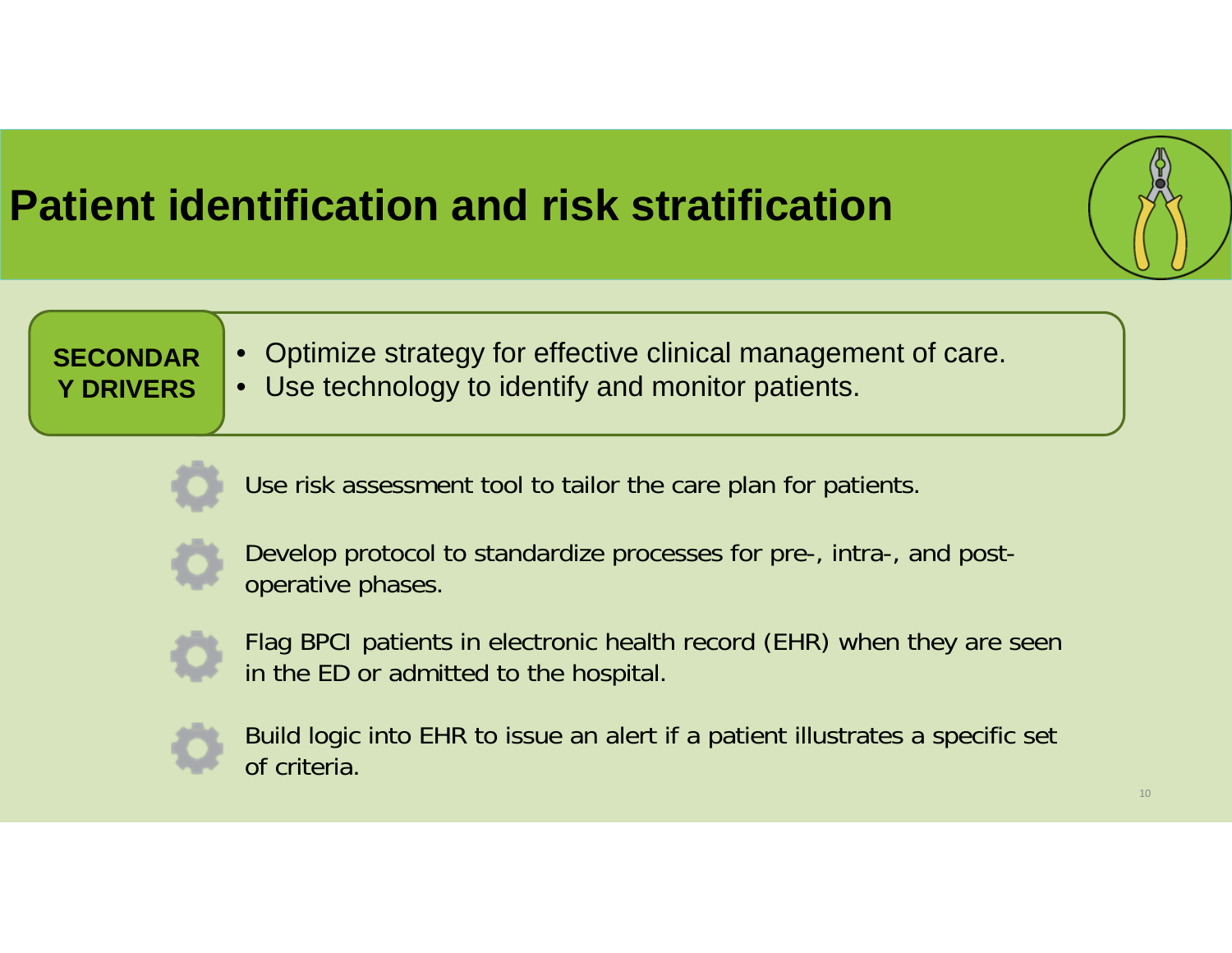# Patient identification and risk stratification

**SECONDARY DRIVERS**

- Optimize strategy for effective clinical management of care.
- Use technology to identify and monitor patients.

- Use risk assessment tool to tailor the care plan for patients.
- Develop protocol to standardize processes for pre-, intra-, and post-operative phases.
- Flag BPCI patients in electronic health record (EHR) when they are seen in the ED or admitted to the hospital.
- Build logic into EHR to issue an alert if a patient illustrates a specific set of criteria.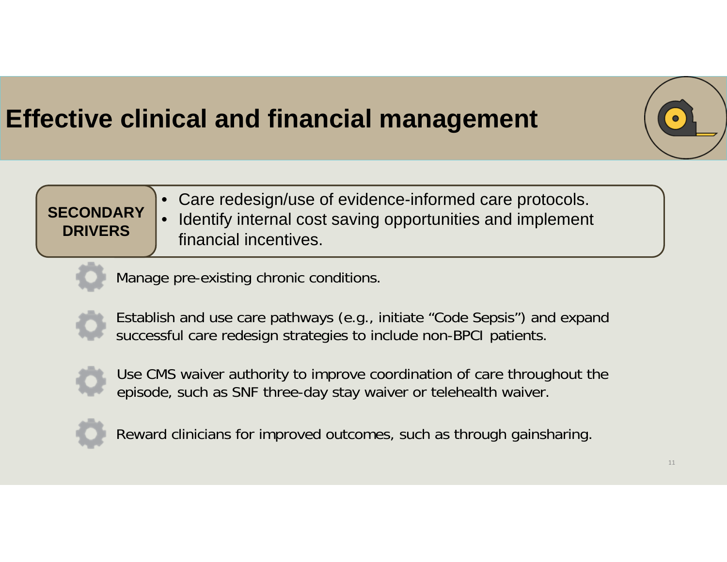# Effective clinical and financial management

**SECONDARY DRIVERS**

- Care redesign/use of evidence-informed care protocols.
- Identify internal cost saving opportunities and implement financial incentives.

- Manage pre-existing chronic conditions.
- Establish and use care pathways (e.g., initiate “Code Sepsis”) and expand successful care redesign strategies to include non-BPCI patients.
- Use CMS waiver authority to improve coordination of care throughout the episode, such as SNF three-day stay waiver or telehealth waiver.
- Reward clinicians for improved outcomes, such as through gainsharing.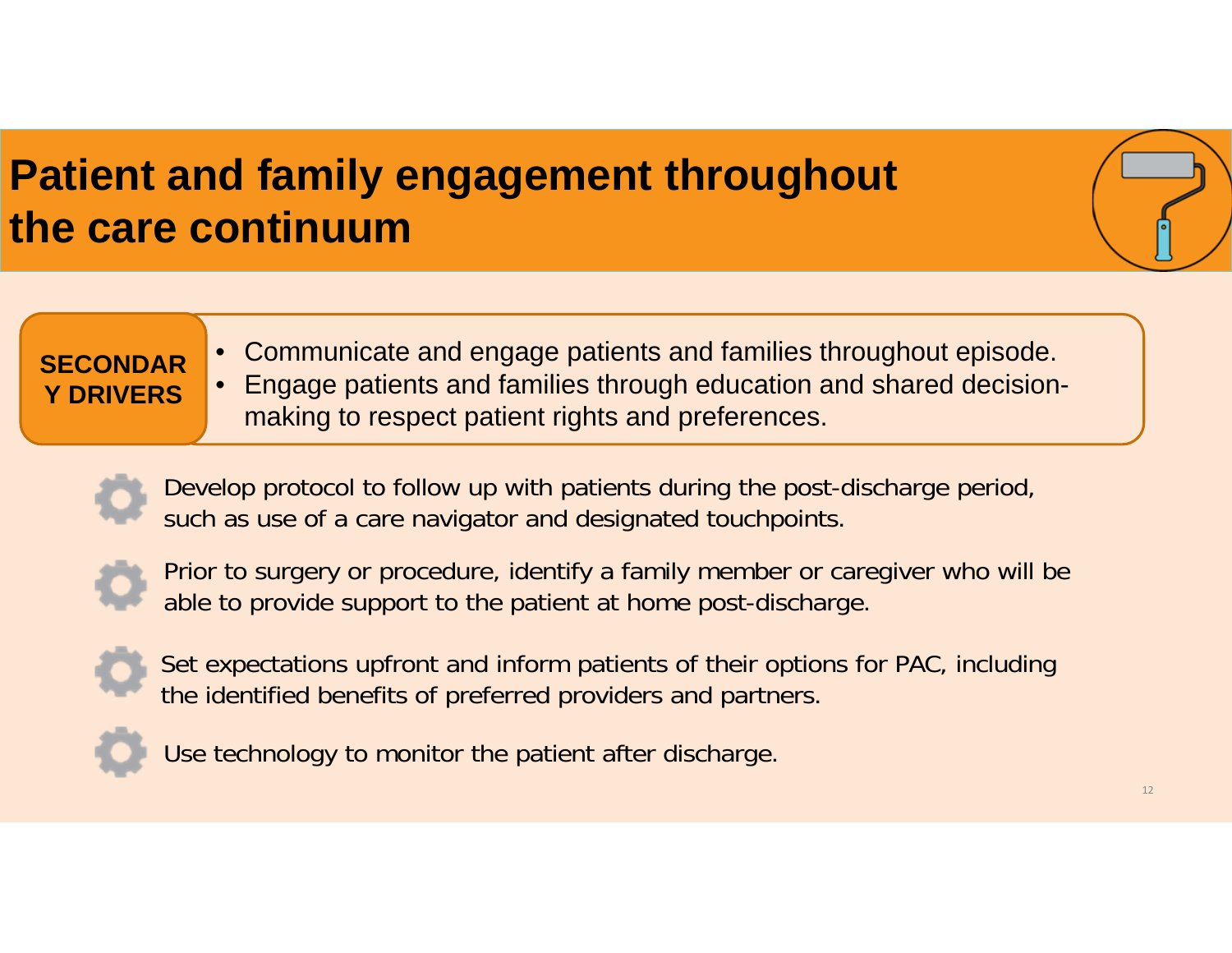# Patient and family engagement throughout the care continuum

**SECONDARY DRIVERS**

- Communicate and engage patients and families throughout episode.
- Engage patients and families through education and shared decision-making to respect patient rights and preferences.

- Develop protocol to follow up with patients during the post-discharge period, such as use of a care navigator and designated touchpoints.
- Prior to surgery or procedure, identify a family member or caregiver who will be able to provide support to the patient at home post-discharge.
- Set expectations upfront and inform patients of their options for PAC, including the identified benefits of preferred providers and partners.
- Use technology to monitor the patient after discharge.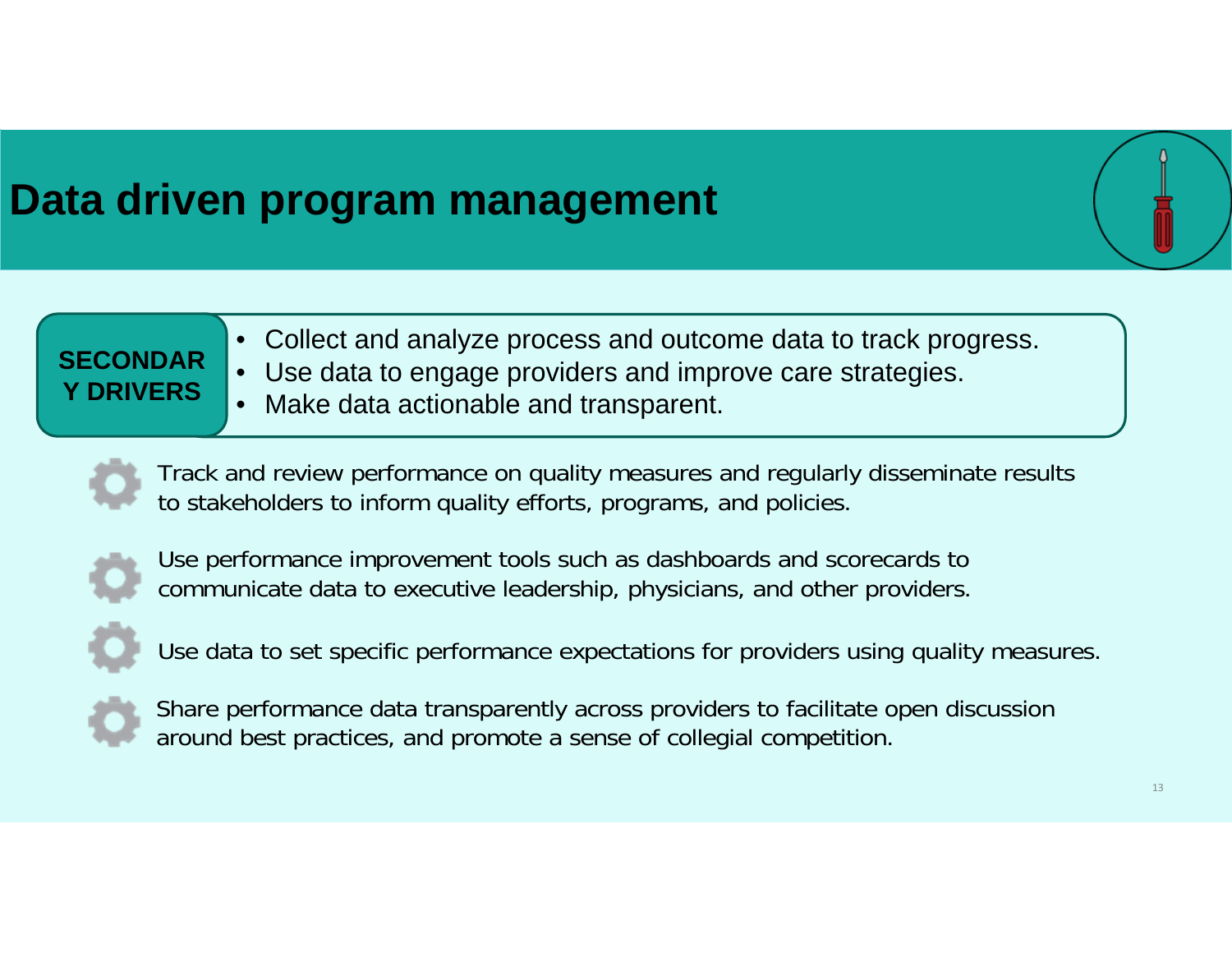# Data driven program management

**SECONDARY DRIVERS**

- Collect and analyze process and outcome data to track progress.
- Use data to engage providers and improve care strategies.
- Make data actionable and transparent.

Track and review performance on quality measures and regularly disseminate results to stakeholders to inform quality efforts, programs, and policies.

Use performance improvement tools such as dashboards and scorecards to communicate data to executive leadership, physicians, and other providers.

Use data to set specific performance expectations for providers using quality measures.

Share performance data transparently across providers to facilitate open discussion around best practices, and promote a sense of collegial competition.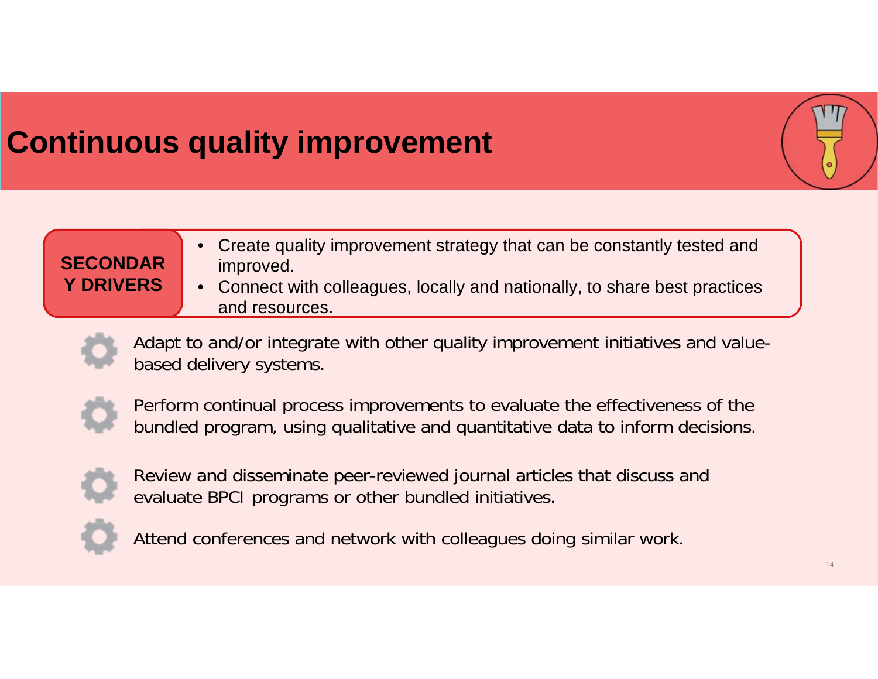# Continuous quality improvement

**SECONDARY DRIVERS**

- Create quality improvement strategy that can be constantly tested and improved.
- Connect with colleagues, locally and nationally, to share best practices and resources.

- Adapt to and/or integrate with other quality improvement initiatives and value-based delivery systems.
- Perform continual process improvements to evaluate the effectiveness of the bundled program, using qualitative and quantitative data to inform decisions.
- Review and disseminate peer-reviewed journal articles that discuss and evaluate BPCI programs or other bundled initiatives.
- Attend conferences and network with colleagues doing similar work.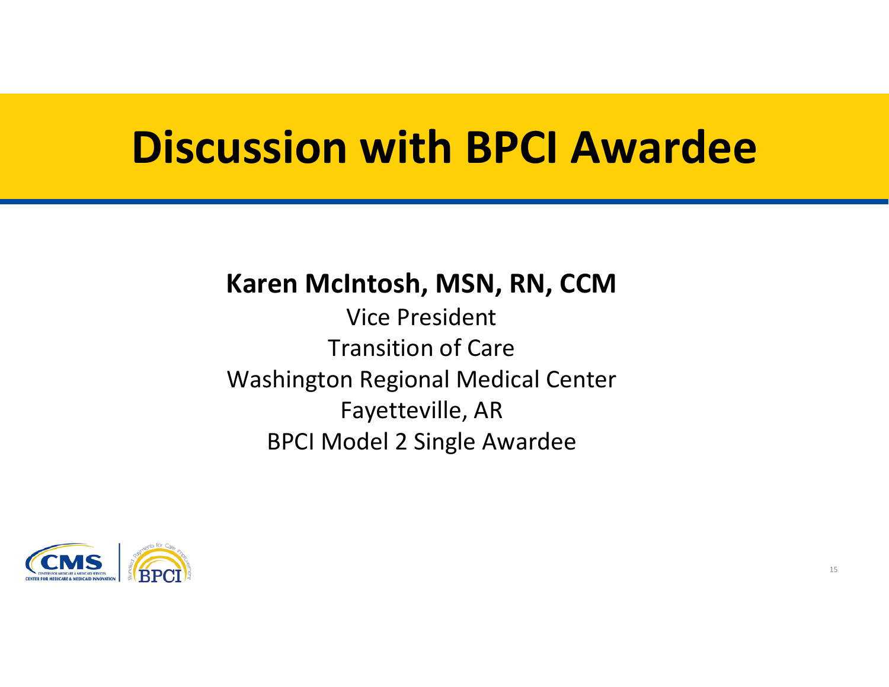# Discussion with BPCI Awardee

**Karen McIntosh, MSN, RN, CCM**

Vice President

Transition of Care

Washington Regional Medical Center

Fayetteville, AR

BPCI Model 2 Single Awardee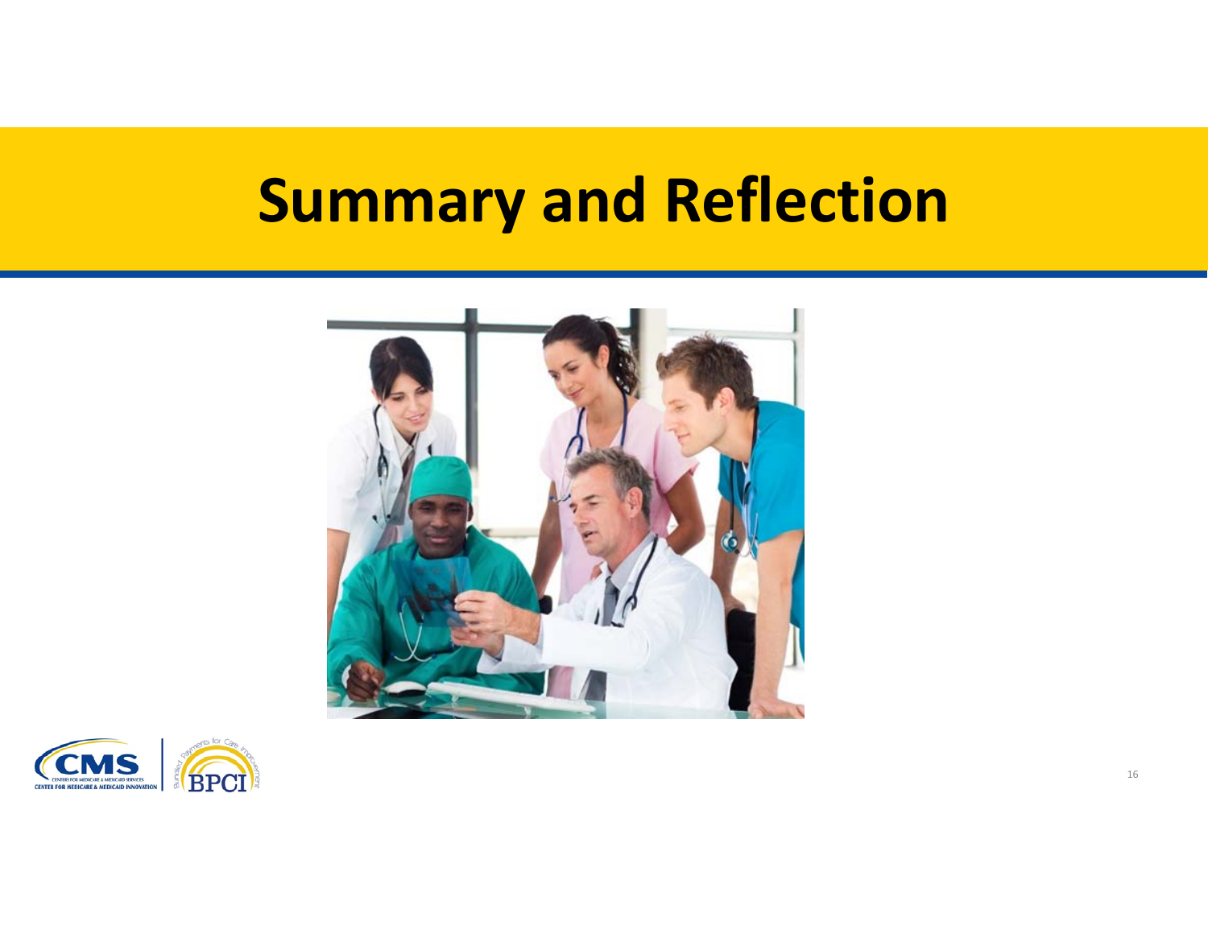# Summary and Reflection